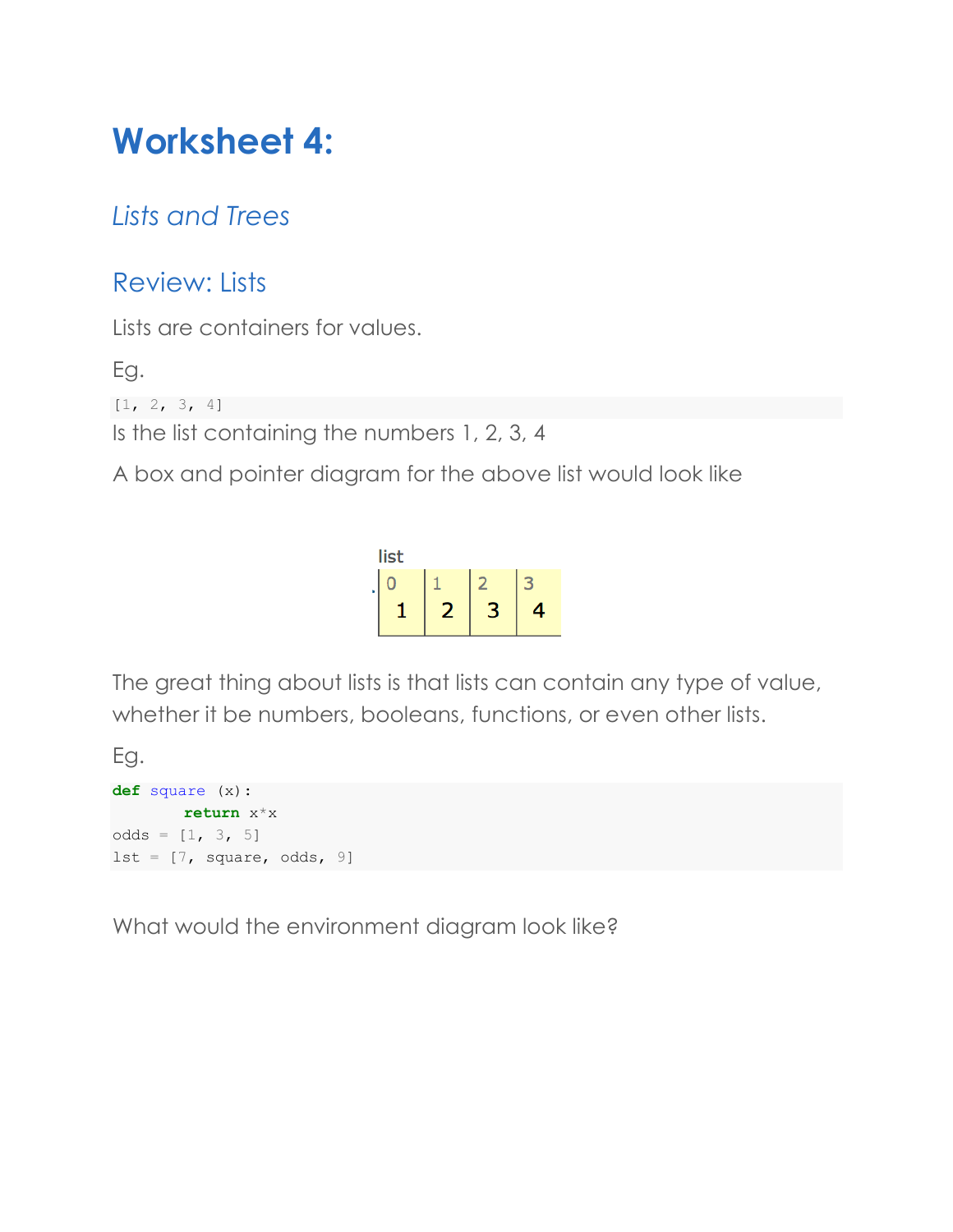# Worksheet 4:

## *Lists and Trees*

## Review: Lists

Lists are containers for values.

Eg.

```
[1, 2, 3, 4]
```

Is the list containing the numbers 1, 2, 3, 4

A box and pointer diagram for the above list would look like

list

| 0 | 1 | 2 | 3 |
|---|---|---|---|
| 1 | 2 | 3 | 4 |

The great thing about lists is that lists can contain any type of value, whether it be numbers, booleans, functions, or even other lists.

Eg.

```
def square (x):
        return x*x
odds = [1, 3, 5]
lst = [7, square, odds, 9]
```

What would the environment diagram look like?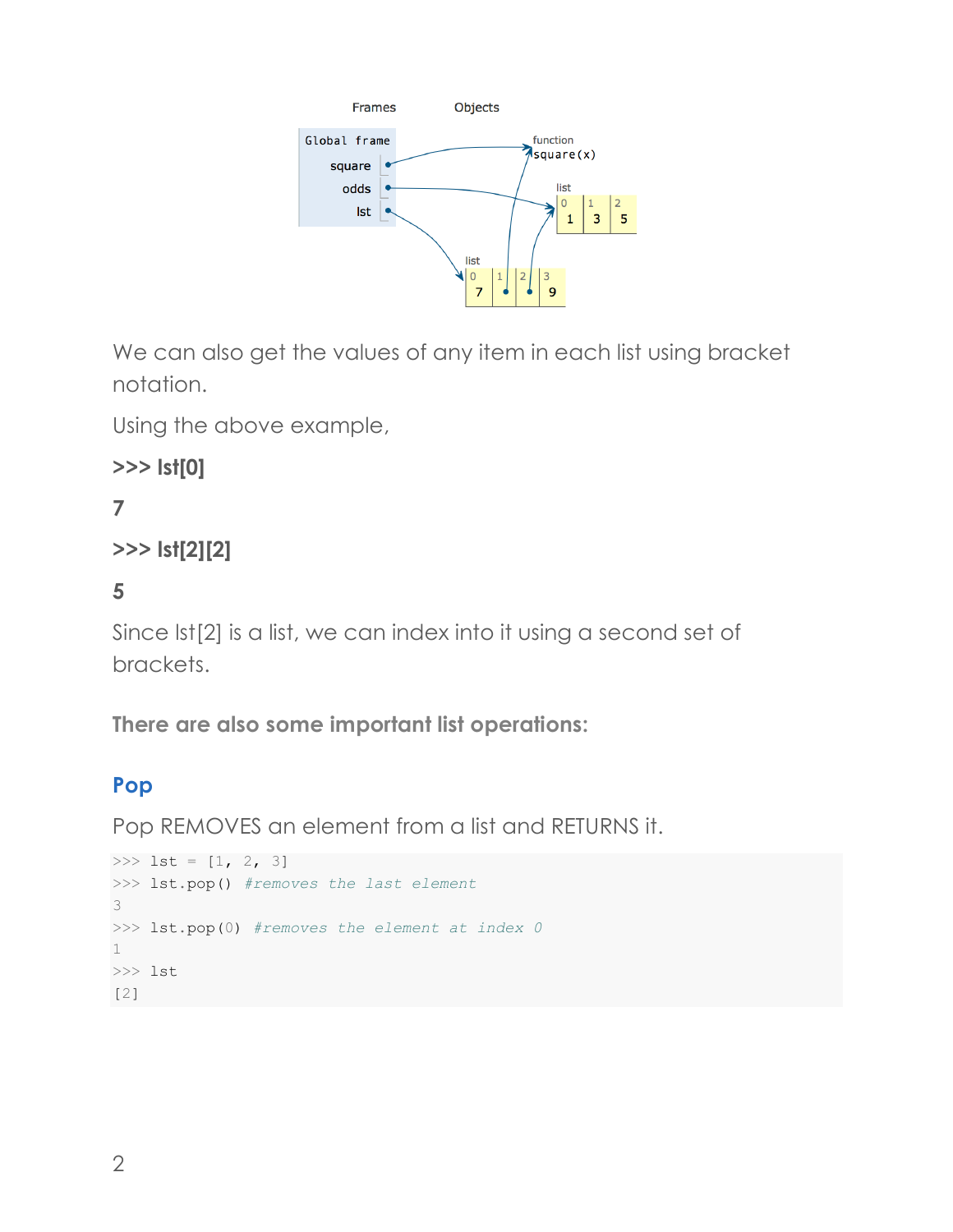We can also get the values of any item in each list using bracket notation.

Using the above example,

**>>> lst[0]**

**7**

**>>> lst[2][2]**

**5**

Since lst[2] is a list, we can index into it using a second set of brackets.

**There are also some important list operations:**

## Pop

Pop REMOVES an element from a list and RETURNS it.

```
>>> lst = [1, 2, 3]
>>> lst.pop() #removes the last element
3
>>> lst.pop(0) #removes the element at index 0
1
>>> lst
[2]
```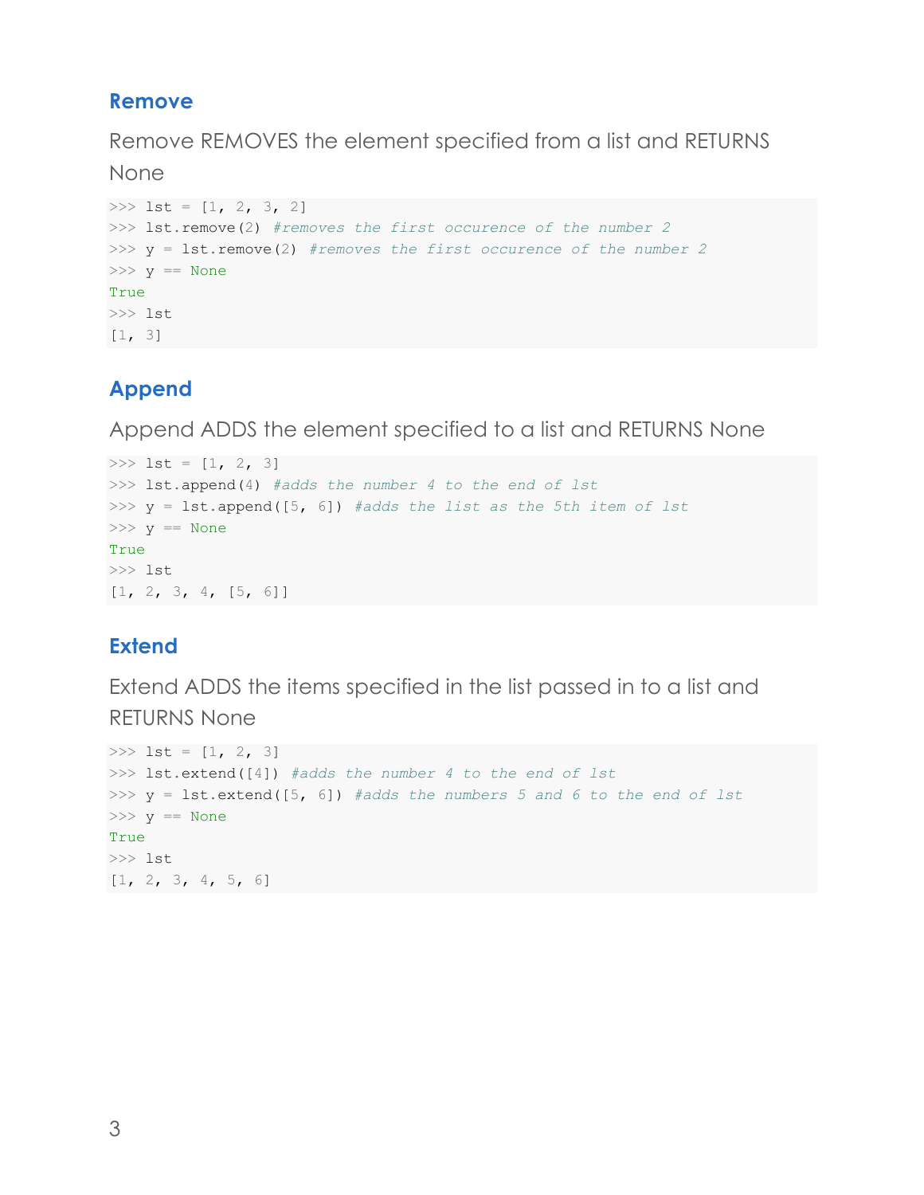## Remove

Remove REMOVES the element specified from a list and RETURNS None

```
>>> lst = [1, 2, 3, 2]
>>> lst.remove(2) #removes the first occurence of the number 2
>>> y = lst.remove(2) #removes the first occurence of the number 2
>>> y == None
True
>>> lst
[1, 3]
```

## Append

Append ADDS the element specified to a list and RETURNS None

```
>>> lst = [1, 2, 3]
>>> lst.append(4) #adds the number 4 to the end of lst
>>> y = lst.append([5, 6]) #adds the list as the 5th item of lst
>>> y == None
True
>>> lst
[1, 2, 3, 4, [5, 6]]
```

## Extend

Extend ADDS the items specified in the list passed in to a list and RETURNS None

```
>>> lst = [1, 2, 3]
>>> lst.extend([4]) #adds the number 4 to the end of lst
>>> y = lst.extend([5, 6]) #adds the numbers 5 and 6 to the end of lst
>>> y == None
True
>>> lst
[1, 2, 3, 4, 5, 6]
```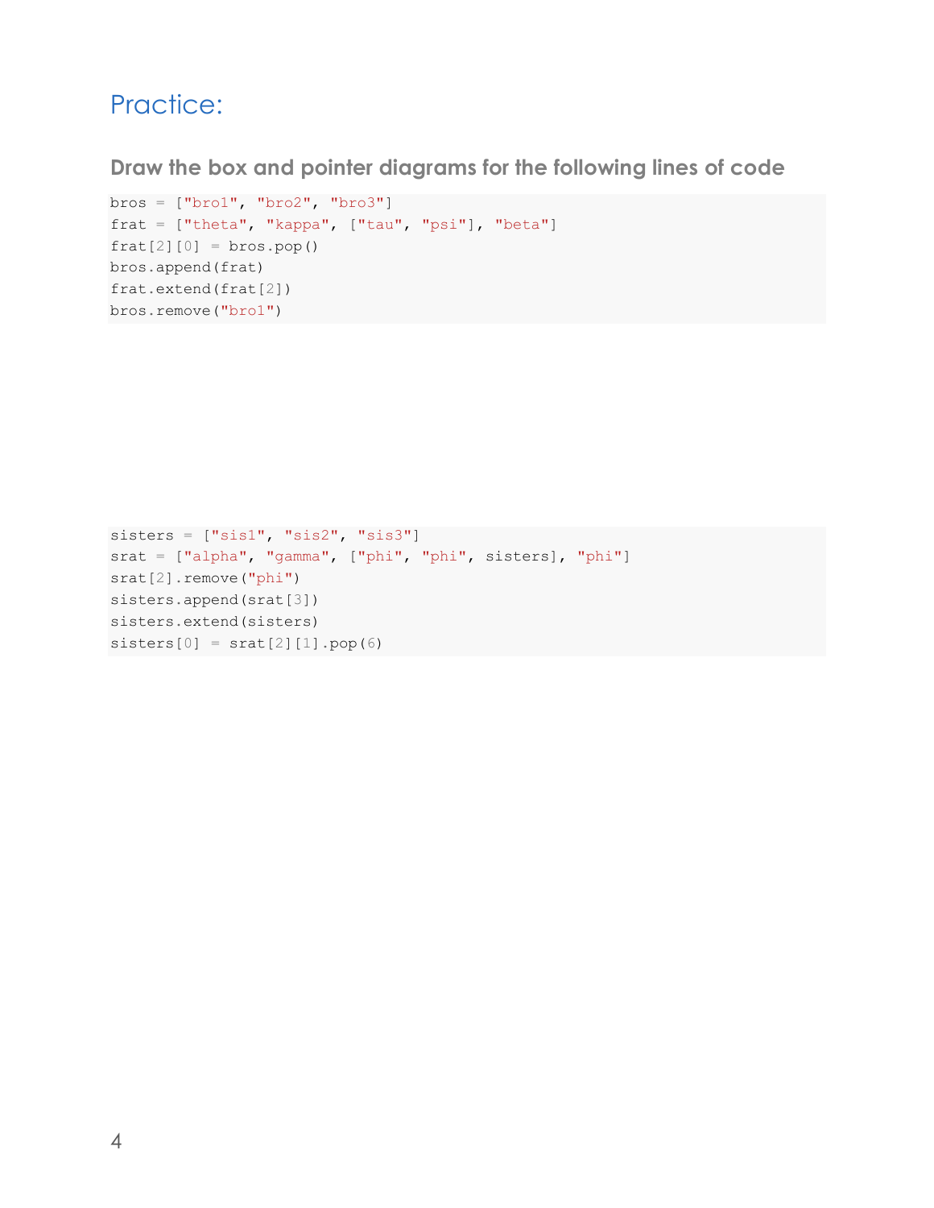# Practice:

### Draw the box and pointer diagrams for the following lines of code

```
bros = ["bro1", "bro2", "bro3"]
frat = ["theta", "kappa", ["tau", "psi"], "beta"]
frat[2][0] = bros.pop()
bros.append(frat)
frat.extend(frat[2])
bros.remove("bro1")
```

```
sisters = ["sis1", "sis2", "sis3"]
srat = ["alpha", "gamma", ["phi", "phi", sisters], "phi"]
srat[2].remove("phi")
sisters.append(srat[3])
sisters.extend(sisters)
sisters[0] = srat[2][1].pop(6)
```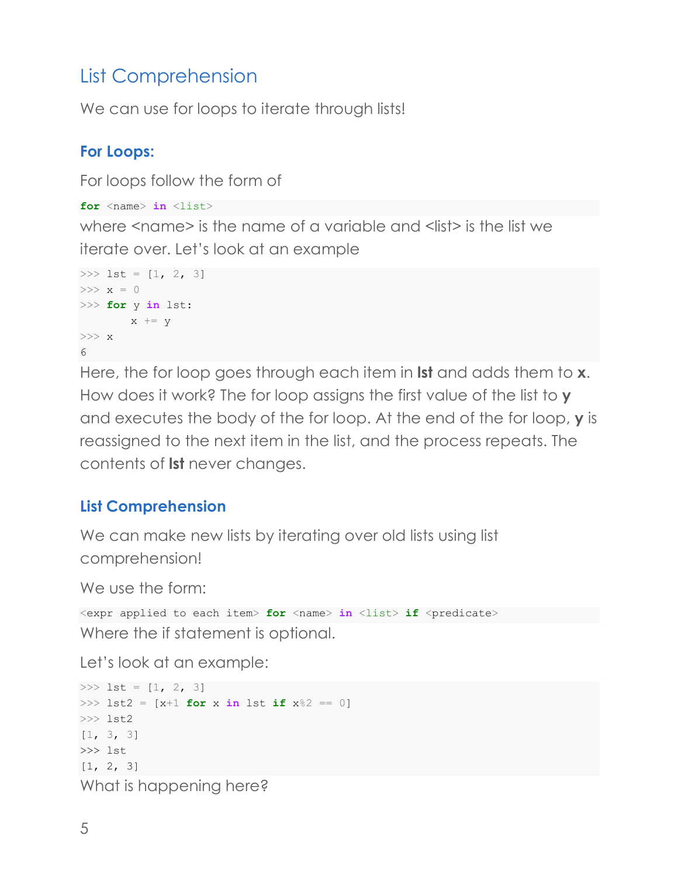## List Comprehension

We can use for loops to iterate through lists!

### For Loops:

For loops follow the form of

```
for <name> in <list>
```

where <name> is the name of a variable and <list> is the list we iterate over. Let's look at an example

```
>>> lst = [1, 2, 3]
>>> x = 0
>>> for y in lst:
        x += y
>>> x
6
```

Here, the for loop goes through each item in **lst** and adds them to **x**. How does it work? The for loop assigns the first value of the list to **y** and executes the body of the for loop. At the end of the for loop, **y** is reassigned to the next item in the list, and the process repeats. The contents of **lst** never changes.

### List Comprehension

We can make new lists by iterating over old lists using list comprehension!

We use the form:

```
<expr applied to each item> for <name> in <list> if <predicate>
```

Where the if statement is optional.

Let's look at an example:

```
>>> lst = [1, 2, 3]
>>> lst2 = [x+1 for x in lst if x%2 == 0]
>>> lst2
[1, 3, 3]
>>> lst
[1, 2, 3]
```

What is happening here?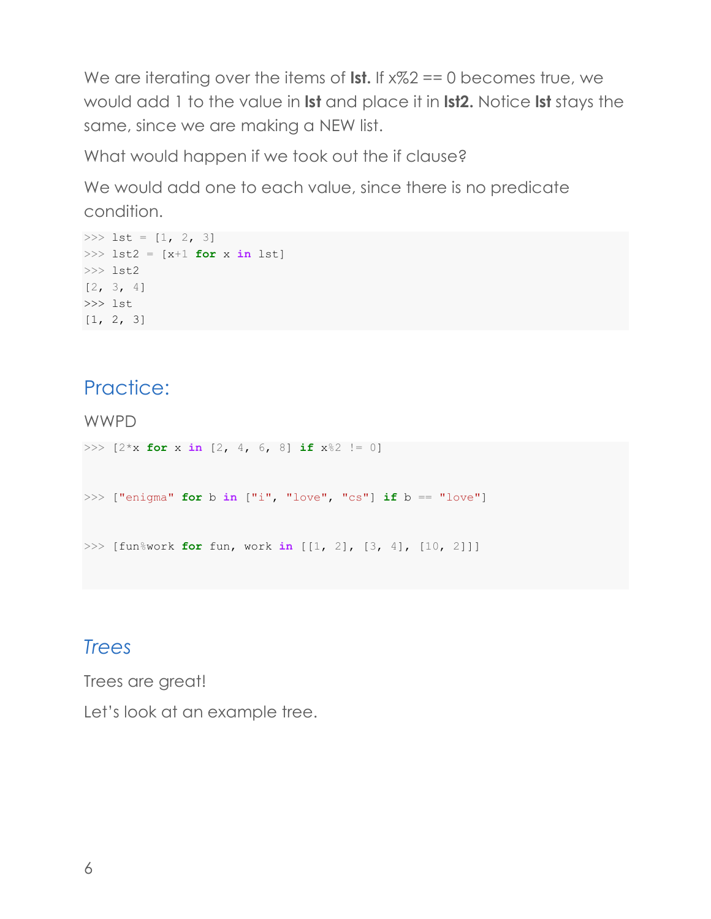We are iterating over the items of **lst.** If x%2 == 0 becomes true, we would add 1 to the value in **lst** and place it in **lst2.** Notice **lst** stays the same, since we are making a NEW list.

What would happen if we took out the if clause?

We would add one to each value, since there is no predicate condition.

```
>>> lst = [1, 2, 3]
>>> lst2 = [x+1 for x in lst]
>>> lst2
[2, 3, 4]
>>> lst
[1, 2, 3]
```

## Practice:

WWPD

```
>>> [2*x for x in [2, 4, 6, 8] if x%2 != 0]


>>> ["enigma" for b in ["i", "love", "cs"] if b == "love"]


>>> [fun%work for fun, work in [[1, 2], [3, 4], [10, 2]]]
```

## *Trees*

Trees are great!

Let's look at an example tree.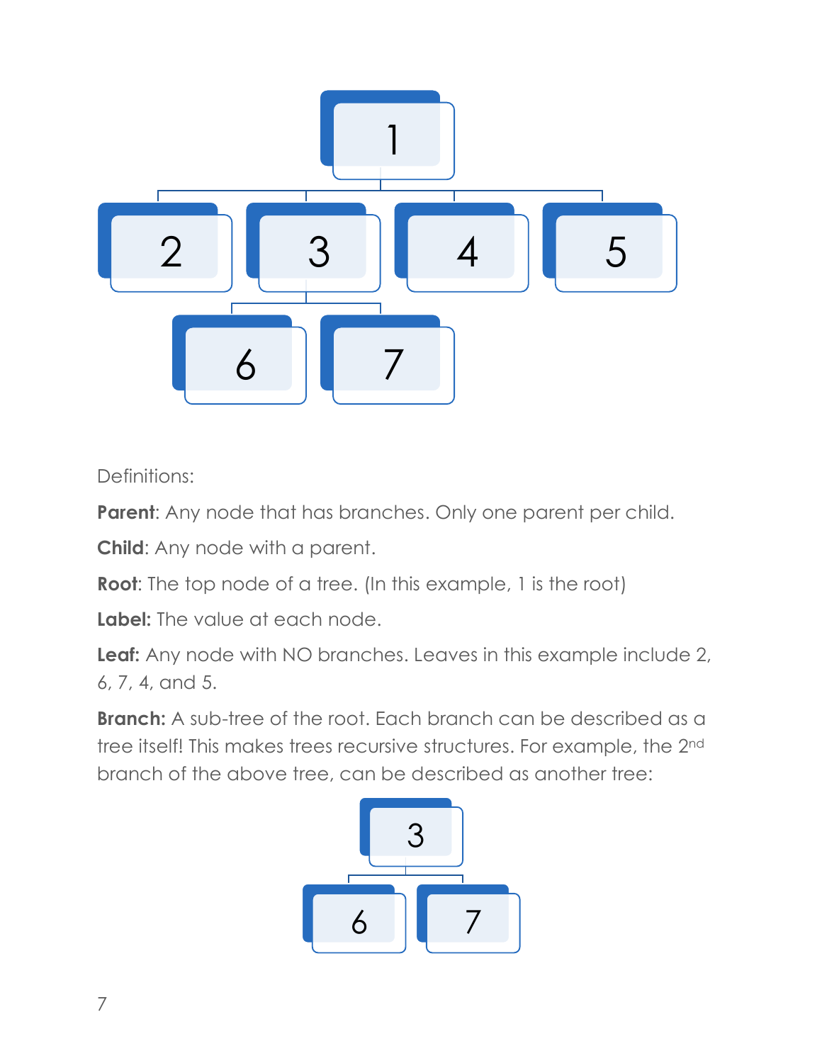Definitions:

**Parent**: Any node that has branches. Only one parent per child.

**Child**: Any node with a parent.

**Root**: The top node of a tree. (In this example, 1 is the root)

**Label:** The value at each node.

**Leaf:** Any node with NO branches. Leaves in this example include 2, 6, 7, 4, and 5.

**Branch:** A sub-tree of the root. Each branch can be described as a tree itself! This makes trees recursive structures. For example, the 2nd branch of the above tree, can be described as another tree: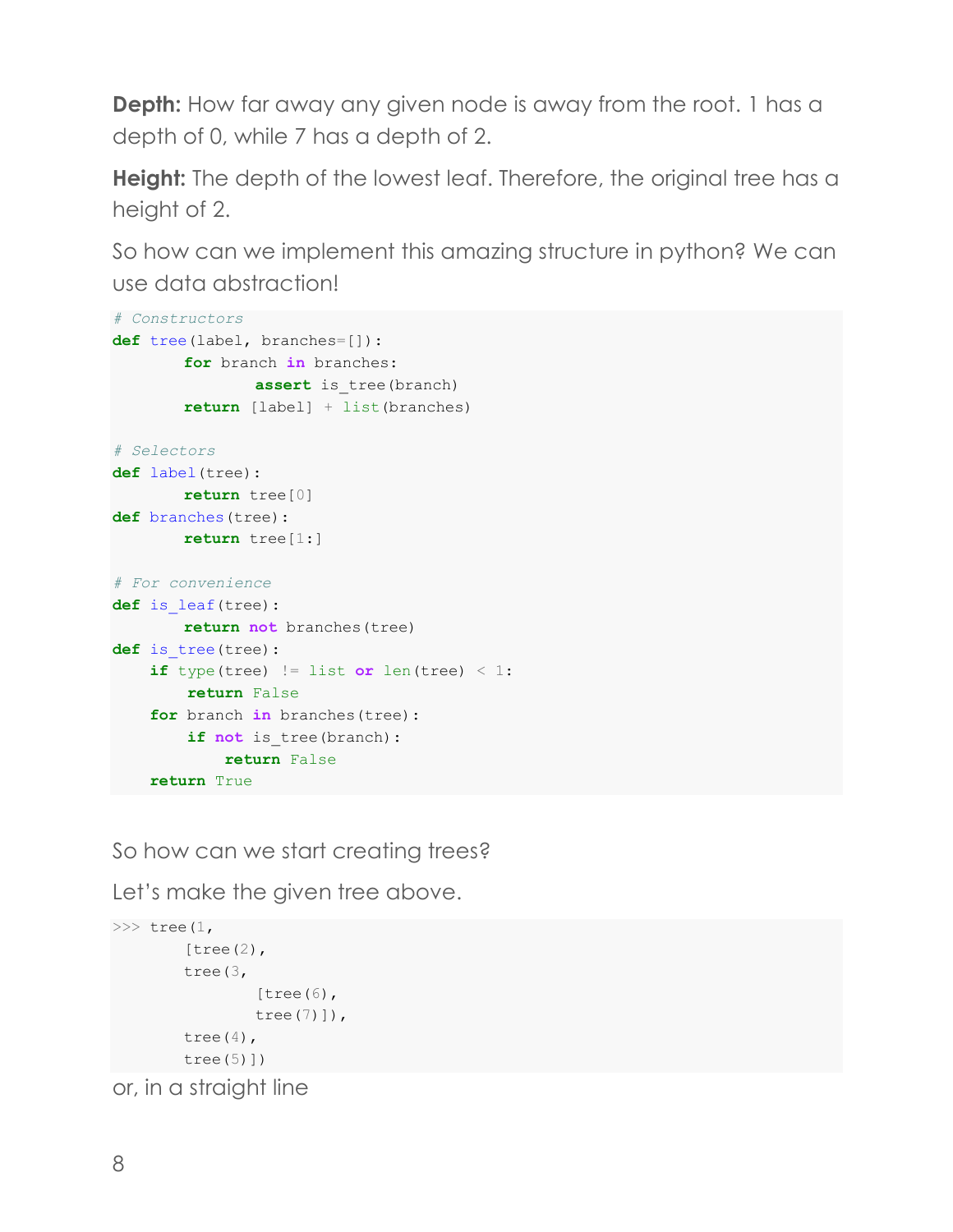**Depth:** How far away any given node is away from the root. 1 has a depth of 0, while 7 has a depth of 2.

**Height:** The depth of the lowest leaf. Therefore, the original tree has a height of 2.

So how can we implement this amazing structure in python? We can use data abstraction!

```
# Constructors
def tree(label, branches=[]):
        for branch in branches:
                assert is_tree(branch)
        return [label] + list(branches)

# Selectors
def label(tree):
        return tree[0]
def branches(tree):
        return tree[1:]

# For convenience
def is_leaf(tree):
        return not branches(tree)
def is_tree(tree):
    if type(tree) != list or len(tree) < 1:
        return False
    for branch in branches(tree):
        if not is_tree(branch):
            return False
    return True
```

So how can we start creating trees?

Let's make the given tree above.

```
>>> tree(1,
        [tree(2),
        tree(3,
                [tree(6),
                tree(7)]),
        tree(4),
        tree(5)])
```

or, in a straight line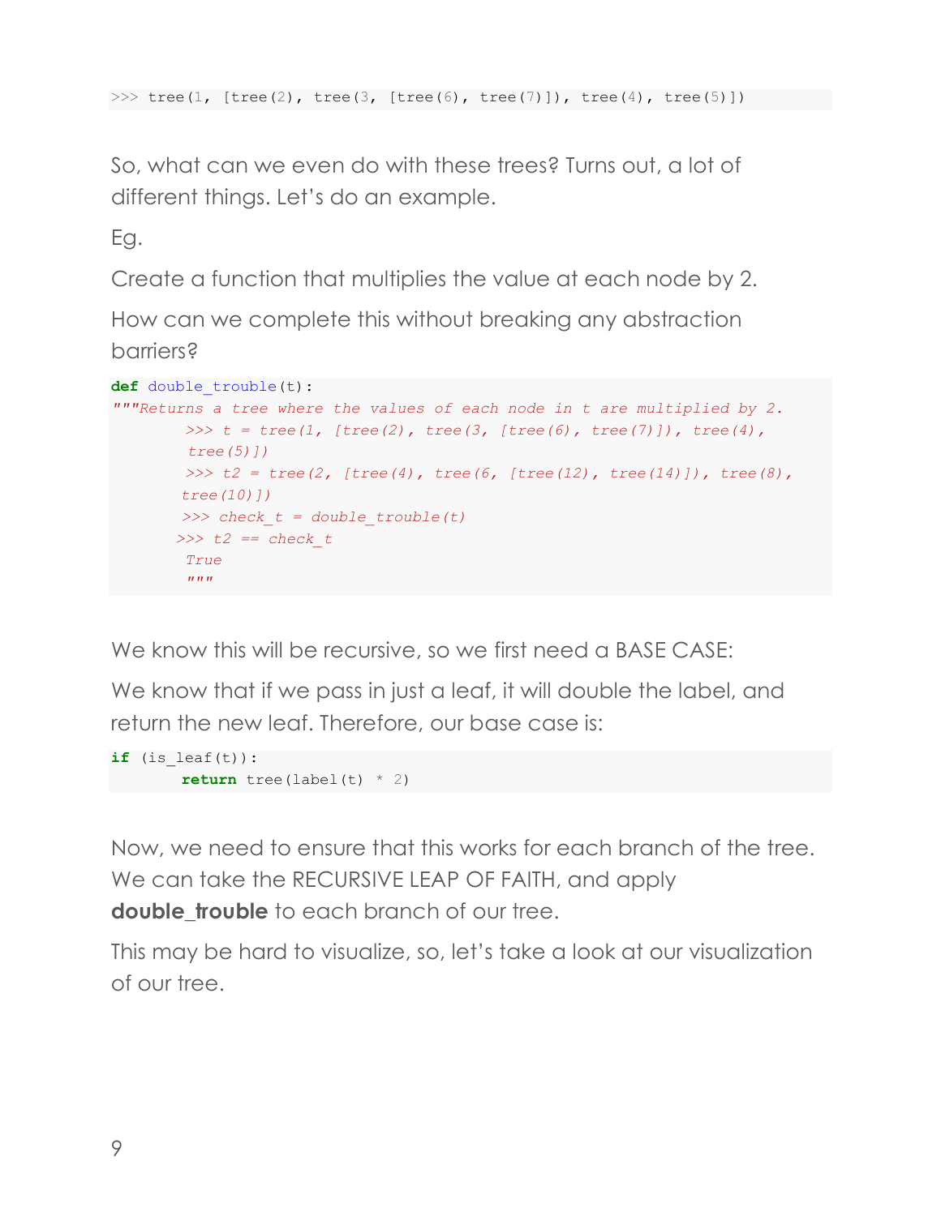```
>>> tree(1, [tree(2), tree(3, [tree(6), tree(7)]), tree(4), tree(5)])
```

So, what can we even do with these trees? Turns out, a lot of different things. Let's do an example.

Eg.

Create a function that multiplies the value at each node by 2.

How can we complete this without breaking any abstraction barriers?

```
def double_trouble(t):
"""Returns a tree where the values of each node in t are multiplied by 2.
        >>> t = tree(1, [tree(2), tree(3, [tree(6), tree(7)]), tree(4),
        tree(5)])
        >>> t2 = tree(2, [tree(4), tree(6, [tree(12), tree(14)]), tree(8),
        tree(10)])
        >>> check_t = double_trouble(t)
        >>> t2 == check_t
        True
        """
```

We know this will be recursive, so we first need a BASE CASE:

We know that if we pass in just a leaf, it will double the label, and return the new leaf. Therefore, our base case is:

```
if (is_leaf(t)):
        return tree(label(t) * 2)
```

Now, we need to ensure that this works for each branch of the tree. We can take the RECURSIVE LEAP OF FAITH, and apply **double_trouble** to each branch of our tree.

This may be hard to visualize, so, let's take a look at our visualization of our tree.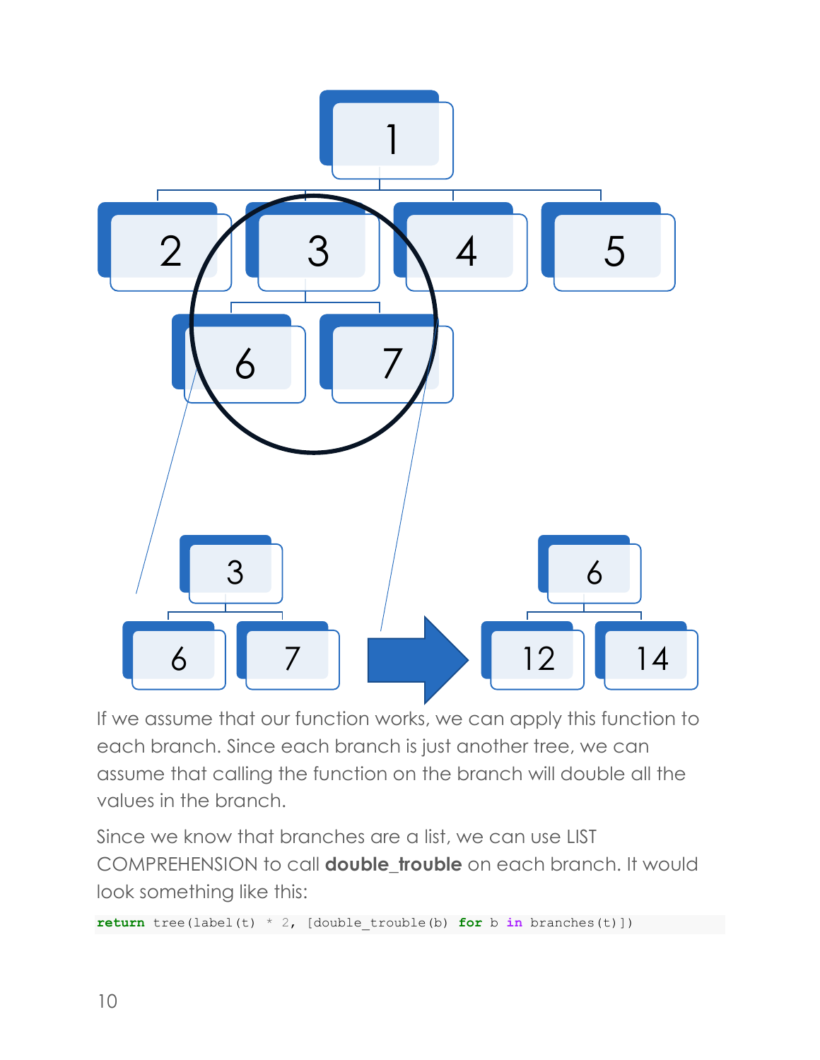If we assume that our function works, we can apply this function to each branch. Since each branch is just another tree, we can assume that calling the function on the branch will double all the values in the branch.

Since we know that branches are a list, we can use LIST COMPREHENSION to call **double_trouble** on each branch. It would look something like this:

```
return tree(label(t) * 2, [double_trouble(b) for b in branches(t)])
```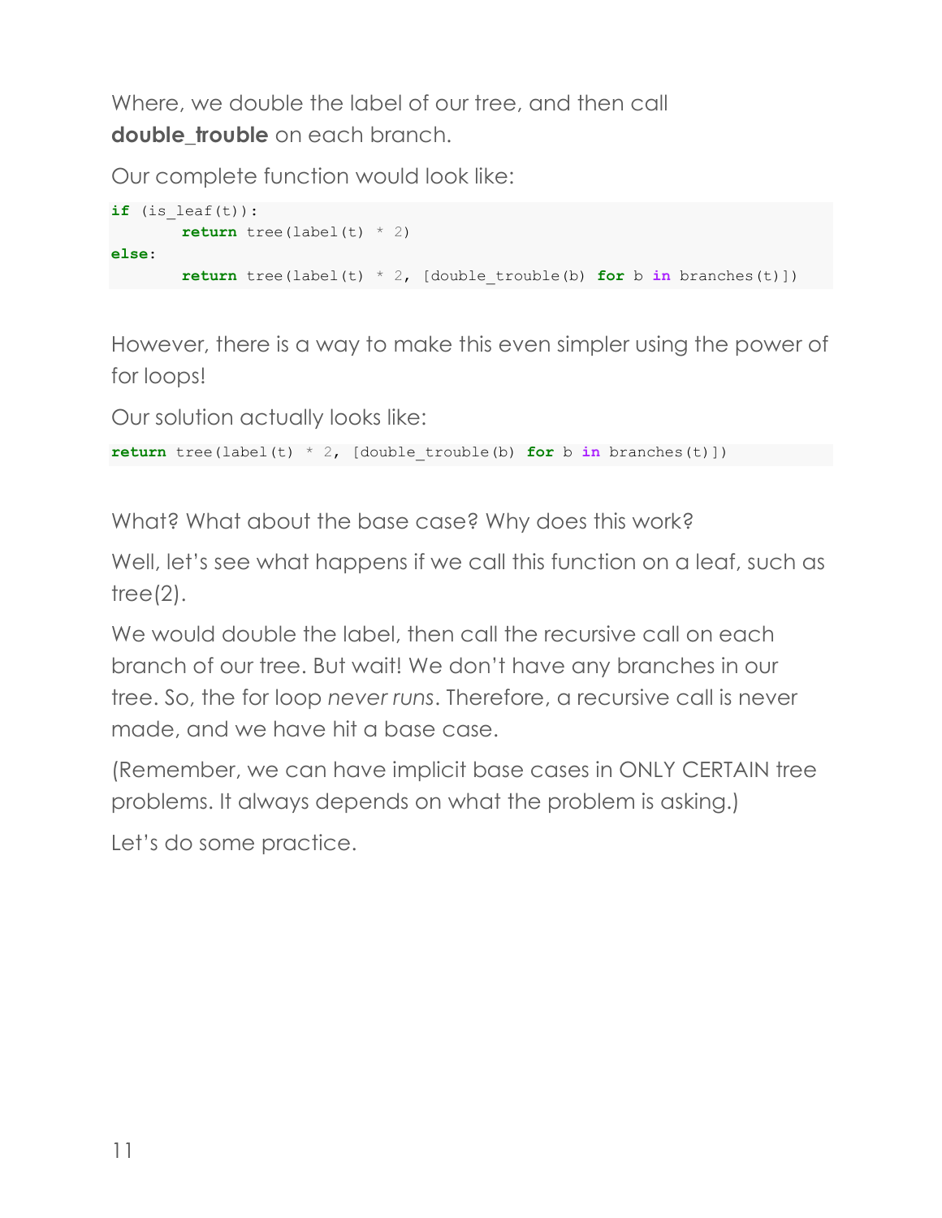Where, we double the label of our tree, and then call **double_trouble** on each branch.

Our complete function would look like:

```
if (is_leaf(t)):
       return tree(label(t) * 2)
else:
       return tree(label(t) * 2, [double_trouble(b) for b in branches(t)])
```

However, there is a way to make this even simpler using the power of for loops!

Our solution actually looks like:

```
return tree(label(t) * 2, [double_trouble(b) for b in branches(t)])
```

What? What about the base case? Why does this work?

Well, let's see what happens if we call this function on a leaf, such as tree(2).

We would double the label, then call the recursive call on each branch of our tree. But wait! We don't have any branches in our tree. So, the for loop *never runs*. Therefore, a recursive call is never made, and we have hit a base case.

(Remember, we can have implicit base cases in ONLY CERTAIN tree problems. It always depends on what the problem is asking.)

Let's do some practice.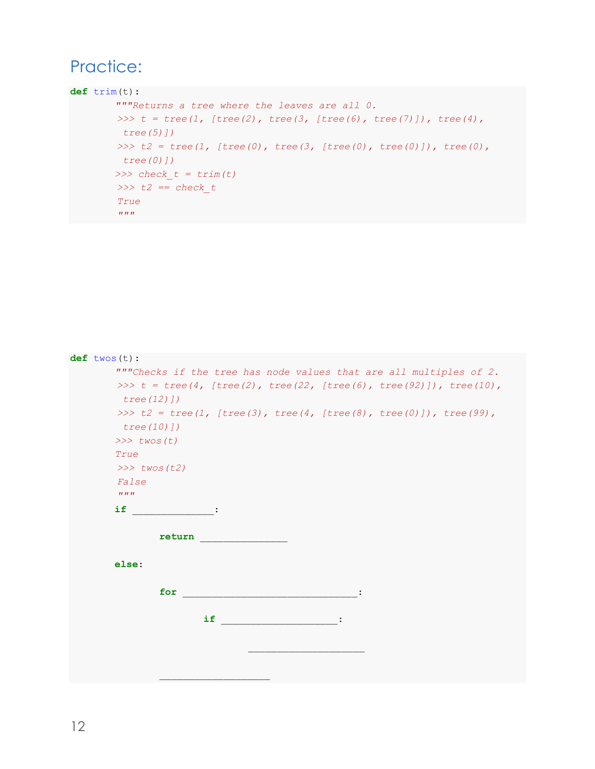## Practice:

```
def trim(t):
        """Returns a tree where the leaves are all 0.
        >>> t = tree(1, [tree(2), tree(3, [tree(6), tree(7)]), tree(4),
         tree(5)])
        >>> t2 = tree(1, [tree(0), tree(3, [tree(0), tree(0)]), tree(0),
         tree(0)])
        >>> check_t = trim(t)
        >>> t2 == check_t
        True
        """
```

```
def twos(t):
        """Checks if the tree has node values that are all multiples of 2.
        >>> t = tree(4, [tree(2), tree(22, [tree(6), tree(92)]), tree(10),
         tree(12)])
        >>> t2 = tree(1, [tree(3), tree(4, [tree(8), tree(0)]), tree(99),
         tree(10)])
        >>> twos(t)
        True
        >>> twos(t2)
        False
        """
        if ______________:

                return _______________

        else:

                for ______________________________:

                        if ____________________:

                                ____________________

                ___________________
```